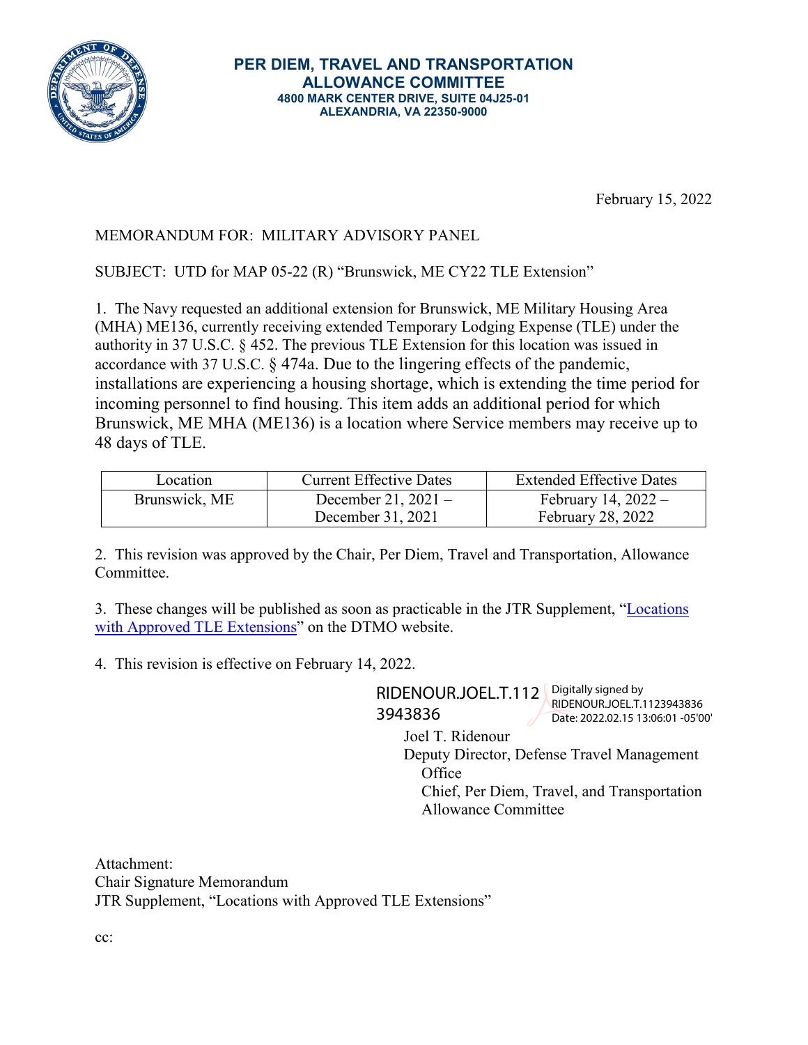# PER DIEM, TRAVEL AND TRANSPORTATION ALLOWANCE COMMITTEE

**4800 MARK CENTER DRIVE, SUITE 04J25-01**
**ALEXANDRIA, VA 22350-9000**

February 15, 2022

MEMORANDUM FOR: MILITARY ADVISORY PANEL

SUBJECT: UTD for MAP 05-22 (R) "Brunswick, ME CY22 TLE Extension"

1. The Navy requested an additional extension for Brunswick, ME Military Housing Area (MHA) ME136, currently receiving extended Temporary Lodging Expense (TLE) under the authority in 37 U.S.C. § 452. The previous TLE Extension for this location was issued in accordance with 37 U.S.C. § 474a. Due to the lingering effects of the pandemic, installations are experiencing a housing shortage, which is extending the time period for incoming personnel to find housing. This item adds an additional period for which Brunswick, ME MHA (ME136) is a location where Service members may receive up to 48 days of TLE.

| Location | Current Effective Dates | Extended Effective Dates |
|---|---|---|
| Brunswick, ME | December 21, 2021 – December 31, 2021 | February 14, 2022 – February 28, 2022 |

2. This revision was approved by the Chair, Per Diem, Travel and Transportation, Allowance Committee.

3. These changes will be published as soon as practicable in the JTR Supplement, "Locations with Approved TLE Extensions" on the DTMO website.

4. This revision is effective on February 14, 2022.

RIDENOUR.JOEL.T.1123943836
Digitally signed by RIDENOUR.JOEL.T.1123943836
Date: 2022.02.15 13:06:01 -05'00'

Joel T. Ridenour
Deputy Director, Defense Travel Management Office
Chief, Per Diem, Travel, and Transportation Allowance Committee

Attachment:
Chair Signature Memorandum
JTR Supplement, "Locations with Approved TLE Extensions"

cc: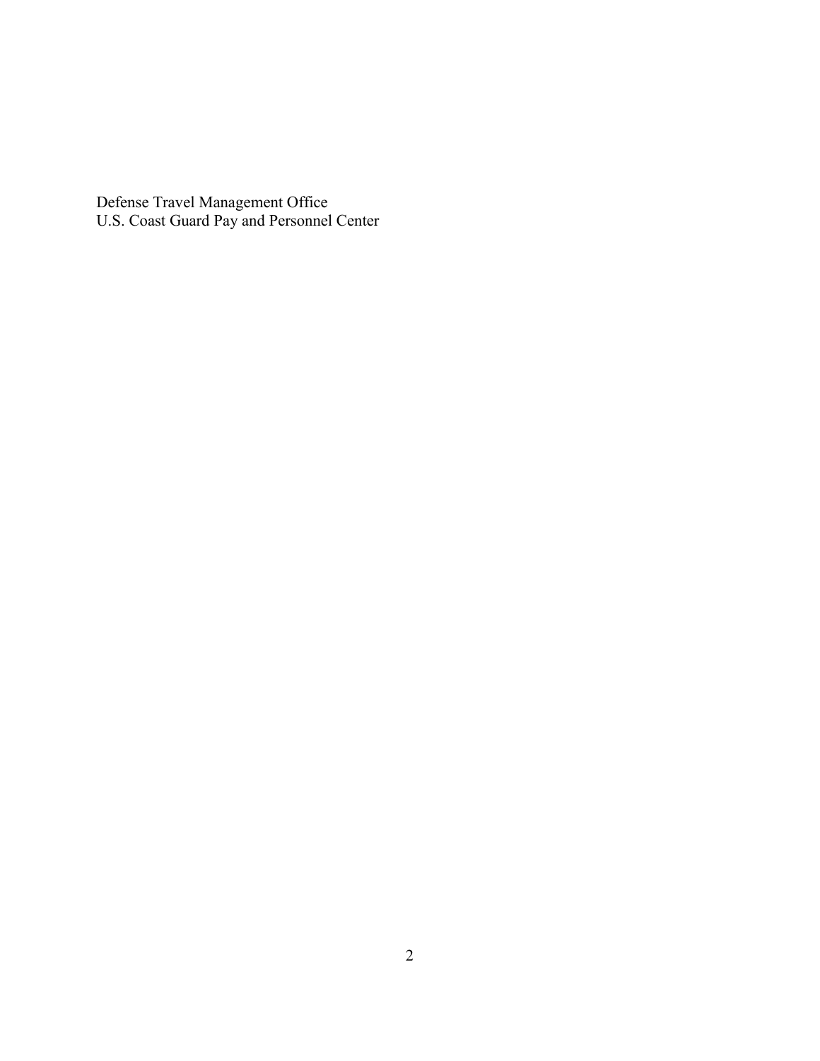Defense Travel Management Office
U.S. Coast Guard Pay and Personnel Center